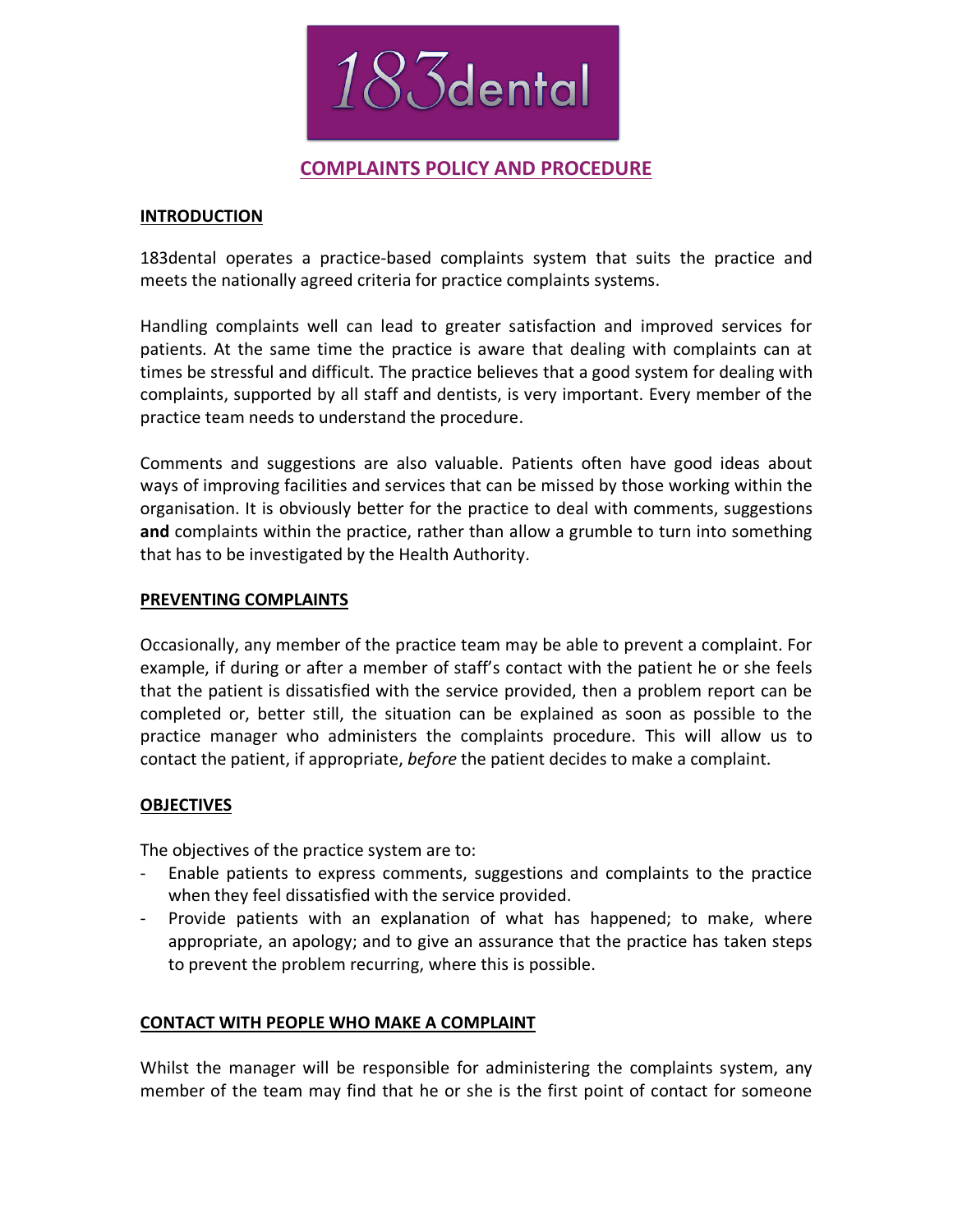183dental

# COMPLAINTS POLICY AND PROCEDURE

## INTRODUCTION

183dental operates a practice-based complaints system that suits the practice and meets the nationally agreed criteria for practice complaints systems.

Handling complaints well can lead to greater satisfaction and improved services for patients. At the same time the practice is aware that dealing with complaints can at times be stressful and difficult. The practice believes that a good system for dealing with complaints, supported by all staff and dentists, is very important. Every member of the practice team needs to understand the procedure.

Comments and suggestions are also valuable. Patients often have good ideas about ways of improving facilities and services that can be missed by those working within the organisation. It is obviously better for the practice to deal with comments, suggestions **and** complaints within the practice, rather than allow a grumble to turn into something that has to be investigated by the Health Authority.

## PREVENTING COMPLAINTS

Occasionally, any member of the practice team may be able to prevent a complaint. For example, if during or after a member of staff's contact with the patient he or she feels that the patient is dissatisfied with the service provided, then a problem report can be completed or, better still, the situation can be explained as soon as possible to the practice manager who administers the complaints procedure. This will allow us to contact the patient, if appropriate, *before* the patient decides to make a complaint.

## OBJECTIVES

The objectives of the practice system are to:

- Enable patients to express comments, suggestions and complaints to the practice when they feel dissatisfied with the service provided.
- Provide patients with an explanation of what has happened; to make, where appropriate, an apology; and to give an assurance that the practice has taken steps to prevent the problem recurring, where this is possible.

## CONTACT WITH PEOPLE WHO MAKE A COMPLAINT

Whilst the manager will be responsible for administering the complaints system, any member of the team may find that he or she is the first point of contact for someone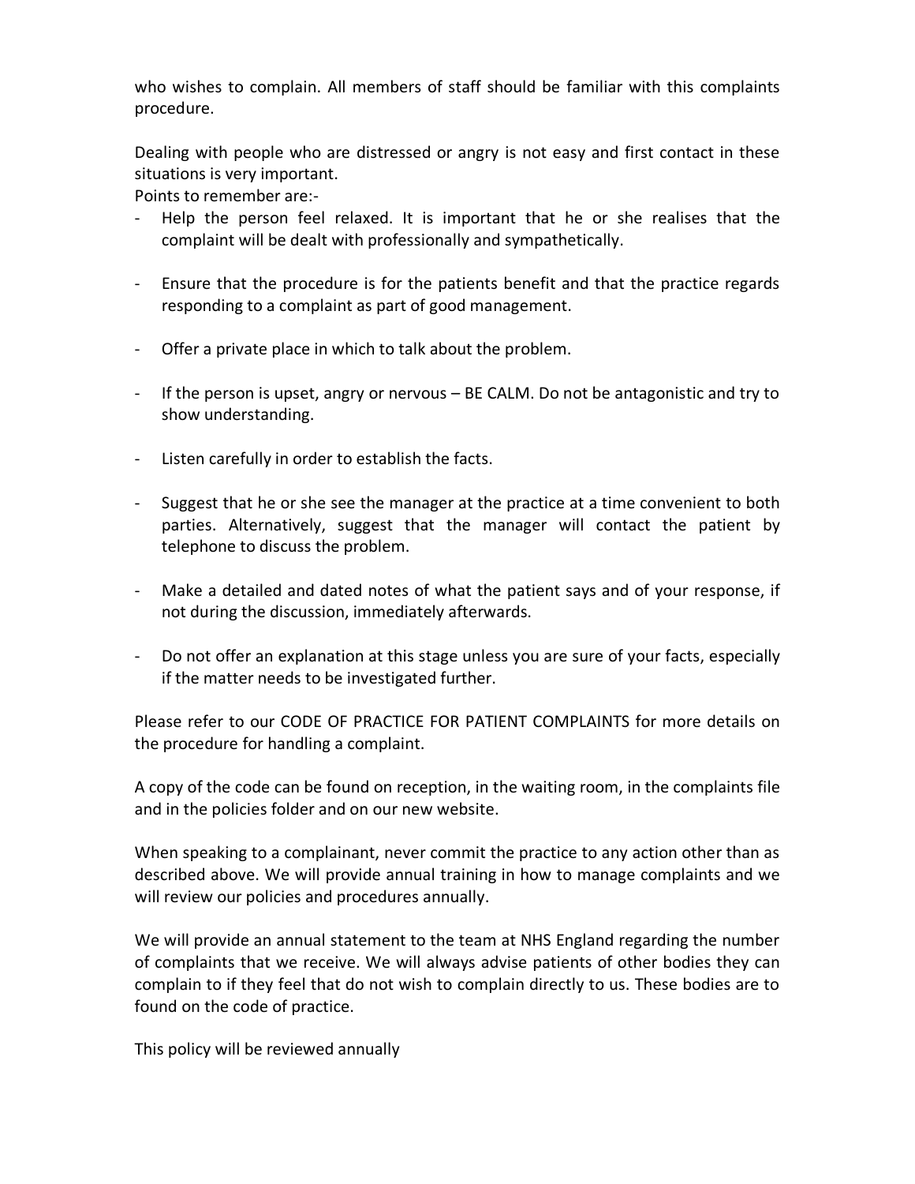who wishes to complain. All members of staff should be familiar with this complaints procedure.

Dealing with people who are distressed or angry is not easy and first contact in these situations is very important.
Points to remember are:-

- Help the person feel relaxed. It is important that he or she realises that the complaint will be dealt with professionally and sympathetically.
- Ensure that the procedure is for the patients benefit and that the practice regards responding to a complaint as part of good management.
- Offer a private place in which to talk about the problem.
- If the person is upset, angry or nervous – BE CALM. Do not be antagonistic and try to show understanding.
- Listen carefully in order to establish the facts.
- Suggest that he or she see the manager at the practice at a time convenient to both parties. Alternatively, suggest that the manager will contact the patient by telephone to discuss the problem.
- Make a detailed and dated notes of what the patient says and of your response, if not during the discussion, immediately afterwards.
- Do not offer an explanation at this stage unless you are sure of your facts, especially if the matter needs to be investigated further.

Please refer to our CODE OF PRACTICE FOR PATIENT COMPLAINTS for more details on the procedure for handling a complaint.

A copy of the code can be found on reception, in the waiting room, in the complaints file and in the policies folder and on our new website.

When speaking to a complainant, never commit the practice to any action other than as described above. We will provide annual training in how to manage complaints and we will review our policies and procedures annually.

We will provide an annual statement to the team at NHS England regarding the number of complaints that we receive. We will always advise patients of other bodies they can complain to if they feel that do not wish to complain directly to us. These bodies are to found on the code of practice.

This policy will be reviewed annually